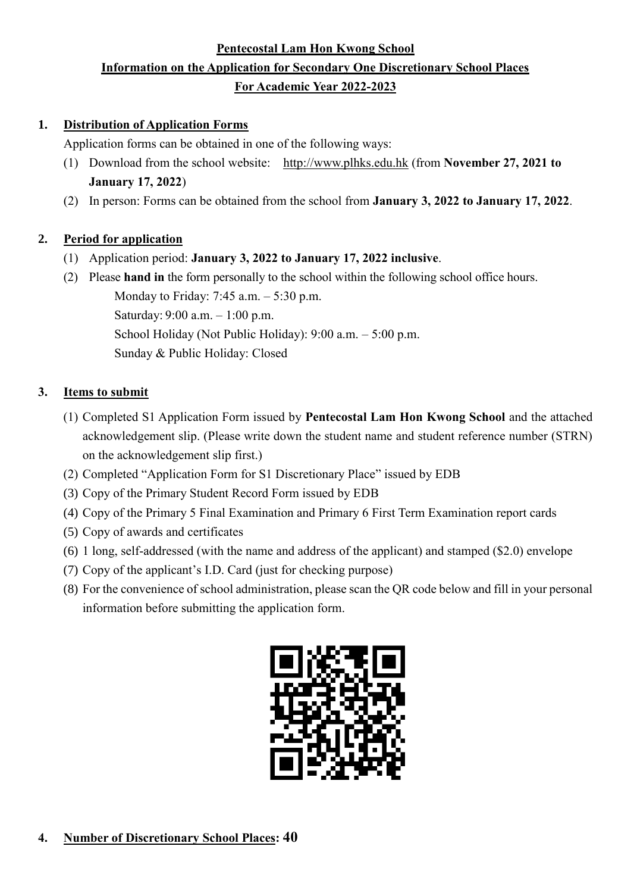# Pentecostal Lam Hon Kwong School

## Information on the Application for Secondary One Discretionary School Places

## For Academic Year 2022-2023

### 1. Distribution of Application Forms

Application forms can be obtained in one of the following ways:

(1) Download from the school website: http://www.plhks.edu.hk (from **November 27, 2021 to January 17, 2022**)

(2) In person: Forms can be obtained from the school from **January 3, 2022 to January 17, 2022**.

### 2. Period for application

(1) Application period: **January 3, 2022 to January 17, 2022 inclusive**.

(2) Please **hand in** the form personally to the school within the following school office hours.

Monday to Friday: 7:45 a.m. – 5:30 p.m.

Saturday: 9:00 a.m. – 1:00 p.m.

School Holiday (Not Public Holiday): 9:00 a.m. – 5:00 p.m.

Sunday & Public Holiday: Closed

### 3. Items to submit

(1) Completed S1 Application Form issued by **Pentecostal Lam Hon Kwong School** and the attached acknowledgement slip. (Please write down the student name and student reference number (STRN) on the acknowledgement slip first.)

(2) Completed "Application Form for S1 Discretionary Place" issued by EDB

(3) Copy of the Primary Student Record Form issued by EDB

(4) Copy of the Primary 5 Final Examination and Primary 6 First Term Examination report cards

(5) Copy of awards and certificates

(6) 1 long, self-addressed (with the name and address of the applicant) and stamped ($2.0) envelope

(7) Copy of the applicant's I.D. Card (just for checking purpose)

(8) For the convenience of school administration, please scan the QR code below and fill in your personal information before submitting the application form.

### 4. Number of Discretionary School Places: **40**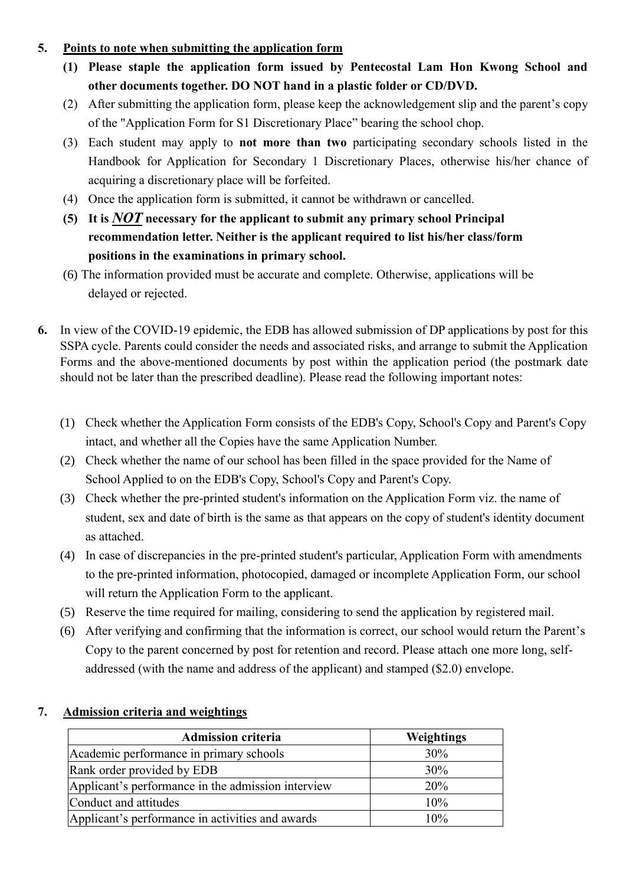5. **<u>Points to note when submitting the application form</u>**

   **(1) Please staple the application form issued by Pentecostal Lam Hon Kwong School and other documents together. DO NOT hand in a plastic folder or CD/DVD.**

   (2) After submitting the application form, please keep the acknowledgement slip and the parent's copy of the "Application Form for S1 Discretionary Place" bearing the school chop.

   (3) Each student may apply to **not more than two** participating secondary schools listed in the Handbook for Application for Secondary 1 Discretionary Places, otherwise his/her chance of acquiring a discretionary place will be forfeited.

   (4) Once the application form is submitted, it cannot be withdrawn or cancelled.

   **(5) It is *<u>NOT</u>* necessary for the applicant to submit any primary school Principal recommendation letter. Neither is the applicant required to list his/her class/form positions in the examinations in primary school.**

   (6) The information provided must be accurate and complete. Otherwise, applications will be delayed or rejected.

6. In view of the COVID-19 epidemic, the EDB has allowed submission of DP applications by post for this SSPA cycle. Parents could consider the needs and associated risks, and arrange to submit the Application Forms and the above-mentioned documents by post within the application period (the postmark date should not be later than the prescribed deadline). Please read the following important notes:

   (1) Check whether the Application Form consists of the EDB's Copy, School's Copy and Parent's Copy intact, and whether all the Copies have the same Application Number.

   (2) Check whether the name of our school has been filled in the space provided for the Name of School Applied to on the EDB's Copy, School's Copy and Parent's Copy.

   (3) Check whether the pre-printed student's information on the Application Form viz. the name of student, sex and date of birth is the same as that appears on the copy of student's identity document as attached.

   (4) In case of discrepancies in the pre-printed student's particular, Application Form with amendments to the pre-printed information, photocopied, damaged or incomplete Application Form, our school will return the Application Form to the applicant.

   (5) Reserve the time required for mailing, considering to send the application by registered mail.

   (6) After verifying and confirming that the information is correct, our school would return the Parent's Copy to the parent concerned by post for retention and record. Please attach one more long, self-addressed (with the name and address of the applicant) and stamped ($2.0) envelope.

7. **<u>Admission criteria and weightings</u>**

| Admission criteria | Weightings |
|---|---|
| Academic performance in primary schools | 30% |
| Rank order provided by EDB | 30% |
| Applicant's performance in the admission interview | 20% |
| Conduct and attitudes | 10% |
| Applicant's performance in activities and awards | 10% |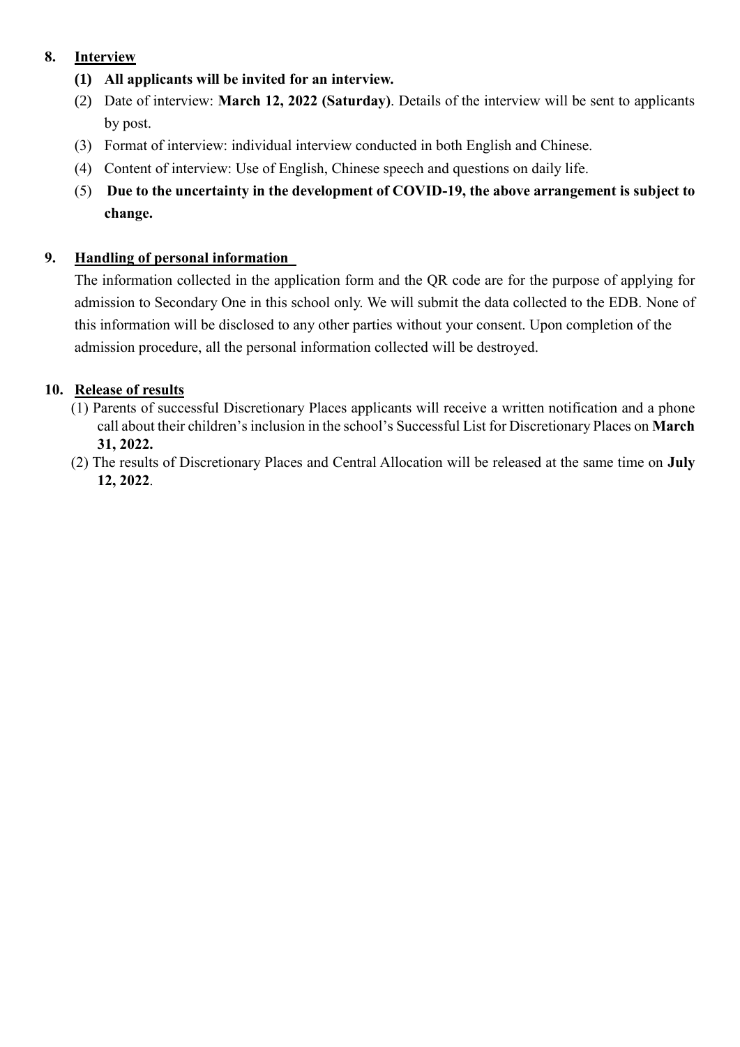**8. <u>Interview</u>**

**(1) All applicants will be invited for an interview.**

(2) Date of interview: **March 12, 2022 (Saturday)**. Details of the interview will be sent to applicants by post.

(3) Format of interview: individual interview conducted in both English and Chinese.

(4) Content of interview: Use of English, Chinese speech and questions on daily life.

(5) **Due to the uncertainty in the development of COVID-19, the above arrangement is subject to change.**

**9. <u>Handling of personal information</u>**

The information collected in the application form and the QR code are for the purpose of applying for admission to Secondary One in this school only. We will submit the data collected to the EDB. None of this information will be disclosed to any other parties without your consent. Upon completion of the admission procedure, all the personal information collected will be destroyed.

**10. <u>Release of results</u>**

(1) Parents of successful Discretionary Places applicants will receive a written notification and a phone call about their children's inclusion in the school's Successful List for Discretionary Places on **March 31, 2022.**

(2) The results of Discretionary Places and Central Allocation will be released at the same time on **July 12, 2022**.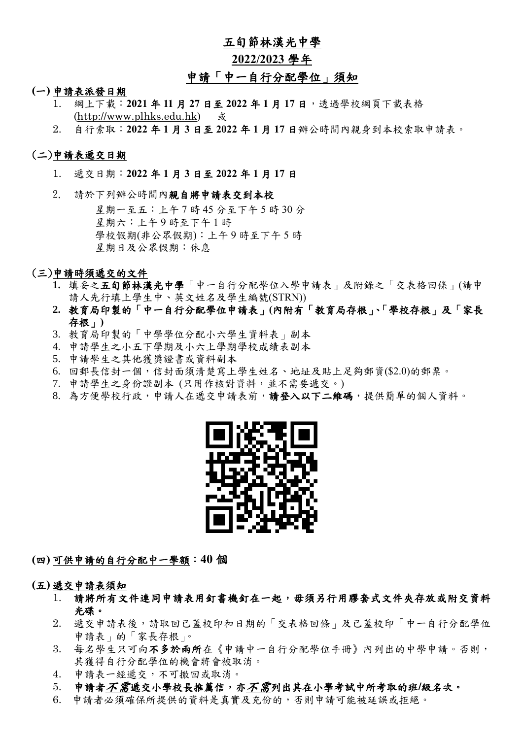# 五旬節林漢光中學

## 2022/2023 學年

## 申請「中一自行分配學位」須知

### (一) 申請表派發日期

1. 網上下載：**2021 年 11 月 27 日至 2022 年 1 月 17 日**，透過學校網頁下載表格 (http://www.plhks.edu.hk)　或
2. 自行索取：**2022 年 1 月 3 日至 2022 年 1 月 17 日**辦公時間內親身到本校索取申請表。

### (二)申請表遞交日期

1. 遞交日期：**2022 年 1 月 3 日至 2022 年 1 月 17 日**
2. 請於下列辦公時間內**親自將申請表交到本校**

   星期一至五：上午 7 時 45 分至下午 5 時 30 分
   星期六：上午 9 時至下午 1 時
   學校假期(非公眾假期)：上午 9 時至下午 5 時
   星期日及公眾假期：休息

### (三)申請時須遞交的文件

1. 填妥之**五旬節林漢光中學**「中一自行分配學位入學申請表」及附錄之「交表格回條」(請申請人先行填上學生中、英文姓名及學生編號(STRN))
2. **教育局印製的「中一自行分配學位申請表」(內附有「教育局存根」、「學校存根」及「家長存根」)**
3. 教育局印製的「中學學位分配小六學生資料表」副本
4. 申請學生之小五下學期及小六上學期學校成績表副本
5. 申請學生之其他獲獎證書或資料副本
6. 回郵長信封一個，信封面須清楚寫上學生姓名、地址及貼上足夠郵資($2.0)的郵票。
7. 申請學生之身份證副本 (只用作核對資料，並不需要遞交。)
8. 為方便學校行政，申請人在遞交申請表前，**請登入以下二維碼**，提供簡單的個人資料。

### (四) 可供申請的自行分配中一學額：40 個

### (五) 遞交申請表須知

1. **請將所有文件連同申請表用釘書機釘在一起，毋須另行用膠套式文件夾存放或附交資料光碟。**
2. 遞交申請表後，請取回已蓋校印和日期的「交表格回條」及已蓋校印「中一自行分配學位申請表」的「家長存根」。
3. 每名學生只可向**不多於兩所**在《申請中一自行分配學位手冊》內列出的中學申請。否則，其獲得自行分配學位的機會將會被取消。
4. 申請表一經遞交，不可撤回或取消。
5. **申請者*不需*遞交小學校長推薦信，亦*不需*列出其在小學考試中所考取的班/級名次。**
6. 申請者必須確保所提供的資料是真實及充份的，否則申請可能被延誤或拒絕。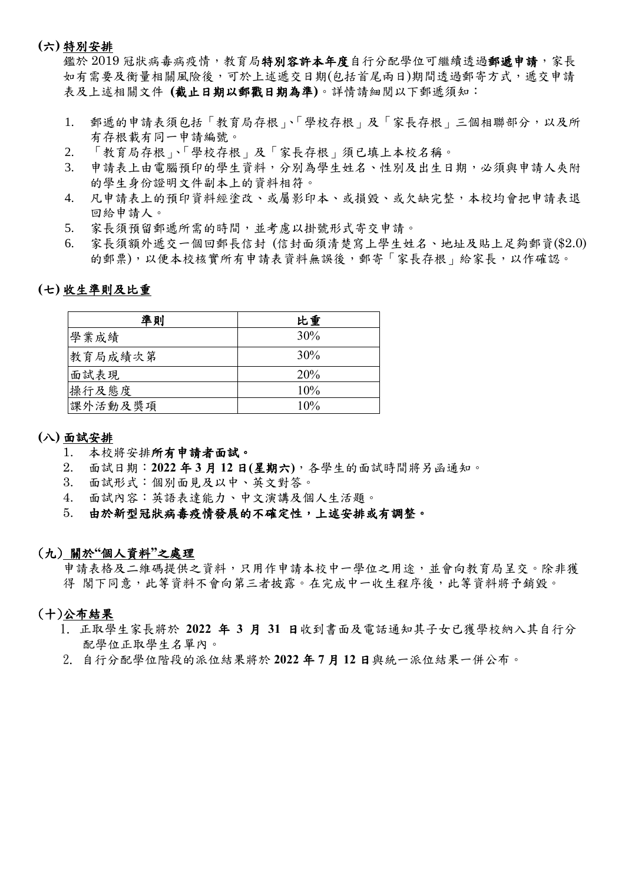## (六) 特別安排

鑑於 2019 冠狀病毒病疫情，教育局**特別容許本年度**自行分配學位可繼續透過**郵遞申請**，家長如有需要及衡量相關風險後，可於上述遞交日期(包括首尾兩日)期間透過郵寄方式，遞交申請表及上述相關文件 **(截止日期以郵戳日期為準)**。詳情請細閱以下郵遞須知：

1. 郵遞的申請表須包括「教育局存根」、「學校存根」及「家長存根」三個相聯部分，以及所有存根載有同一申請編號。
2. 「教育局存根」、「學校存根」及「家長存根」須已填上本校名稱。
3. 申請表上由電腦預印的學生資料，分別為學生姓名、性別及出生日期，必須與申請人夾附的學生身份證明文件副本上的資料相符。
4. 凡申請表上的預印資料經塗改、或屬影印本、或損毀、或欠缺完整，本校均會把申請表退回給申請人。
5. 家長須預留郵遞所需的時間，並考慮以掛號形式寄交申請。
6. 家長須額外遞交一個回郵長信封 (信封面須清楚寫上學生姓名、地址及貼上足夠郵資($2.0)的郵票)，以便本校核實所有申請表資料無誤後，郵寄「家長存根」給家長，以作確認。

## (七) 收生準則及比重

| 準則 | 比重 |
|---|---|
| 學業成績 | 30% |
| 教育局成績次第 | 30% |
| 面試表現 | 20% |
| 操行及態度 | 10% |
| 課外活動及獎項 | 10% |

## (八) 面試安排

1. 本校將安排**所有申請者面試。**
2. 面試日期：**2022 年 3 月 12 日(星期六)**，各學生的面試時間將另函通知。
3. 面試形式：個別面見及以中、英文對答。
4. 面試內容：英語表達能力、中文演講及個人生活題。
5. **由於新型冠狀病毒疫情發展的不確定性，上述安排或有調整。**

## (九) 關於"個人資料"之處理

申請表格及二維碼提供之資料，只用作申請本校中一學位之用途，並會向教育局呈交。除非獲得 閣下同意，此等資料不會向第三者披露。在完成中一收生程序後，此等資料將予銷毀。

## (十)公布結果

1. 正取學生家長將於 **2022 年 3 月 31 日**收到書面及電話通知其子女已獲學校納入其自行分配學位正取學生名單內。
2. 自行分配學位階段的派位結果將於 **2022 年 7 月 12 日**與統一派位結果一併公布。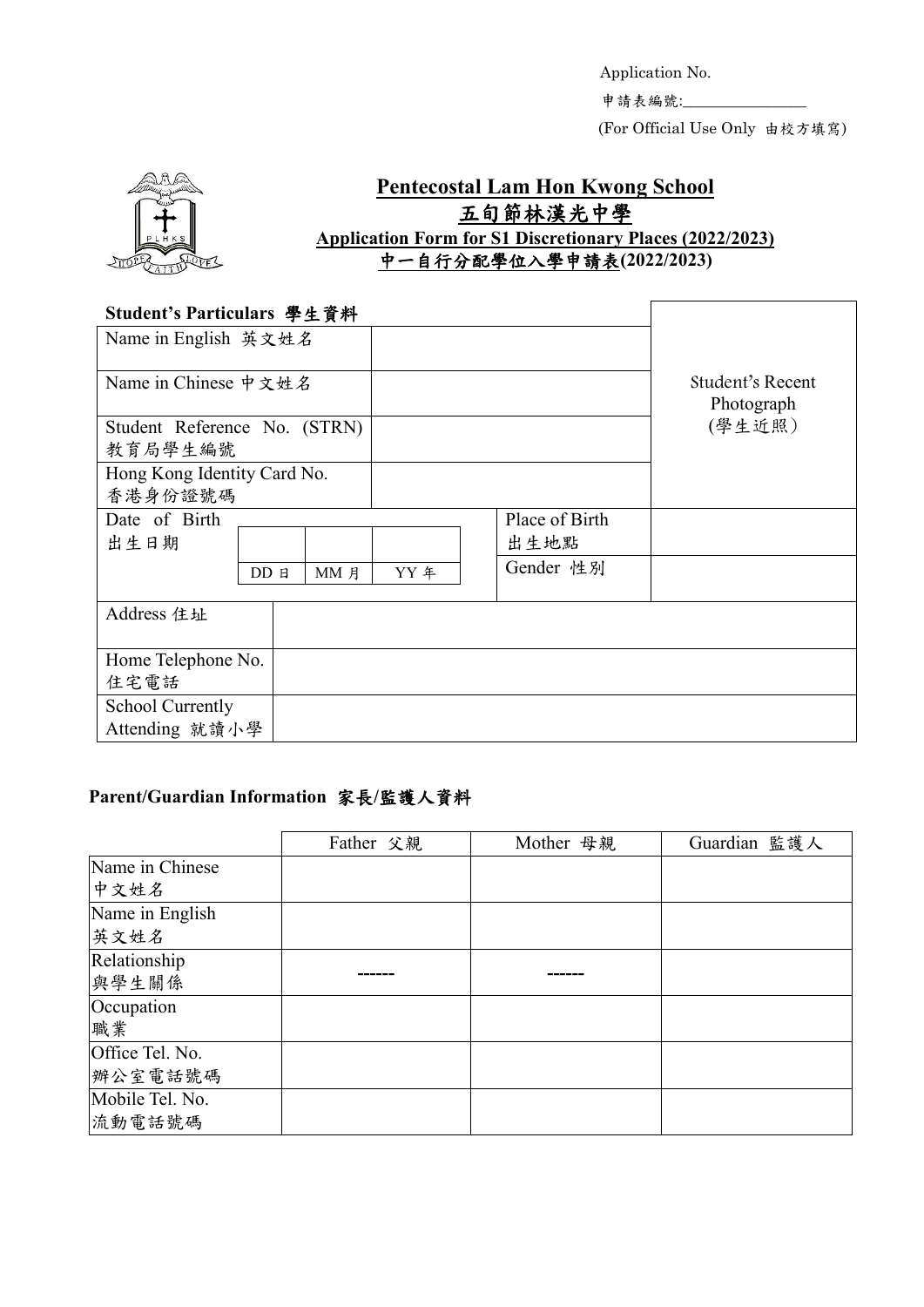Application No.

申請表編號:________________

(For Official Use Only 由校方填寫)

# Pentecostal Lam Hon Kwong School
# 五旬節林漢光中學
## Application Form for S1 Discretionary Places (2022/2023)
## 中一自行分配學位入學申請表(2022/2023)

**Student's Particulars 學生資料**

| | | | | | | |
|---|---|---|---|---|---|---|
| Name in English 英文姓名 | | | | | | Student's Recent Photograph (學生近照) |
| Name in Chinese 中文姓名 | | | | | | |
| Student Reference No. (STRN) 教育局學生編號 | | | | | | |
| Hong Kong Identity Card No. 香港身份證號碼 | | | | | | |
| Date of Birth 出生日期 | DD 日 | MM 月 | YY 年 | Place of Birth 出生地點 | | |
| | | | | Gender 性別 | | |
| Address 住址 | | | | | | |
| Home Telephone No. 住宅電話 | | | | | | |
| School Currently Attending 就讀小學 | | | | | | |

**Parent/Guardian Information 家長/監護人資料**

| | Father 父親 | Mother 母親 | Guardian 監護人 |
|---|---|---|---|
| Name in Chinese 中文姓名 | | | |
| Name in English 英文姓名 | | | |
| Relationship 與學生關係 | ------ | ------ | |
| Occupation 職業 | | | |
| Office Tel. No. 辦公室電話號碼 | | | |
| Mobile Tel. No. 流動電話號碼 | | | |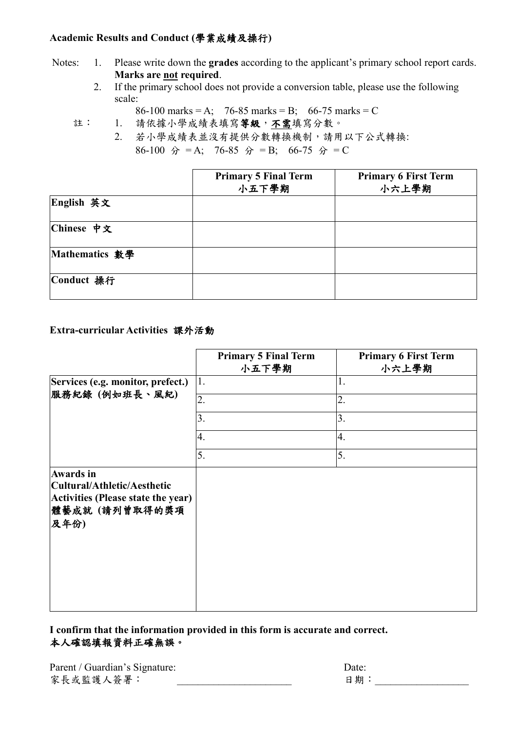**Academic Results and Conduct (學業成績及操行)**

Notes:
1. Please write down the **grades** according to the applicant's primary school report cards. **Marks are not required**.
2. If the primary school does not provide a conversion table, please use the following scale:
   86-100 marks = A; 76-85 marks = B; 66-75 marks = C

註：
1. 請依據小學成績表填寫**等級**，**不需**填寫分數。
2. 若小學成績表並沒有提供分數轉換機制，請用以下公式轉換:
   86-100 分 = A; 76-85 分 = B; 66-75 分 = C

| | **Primary 5 Final Term 小五下學期** | **Primary 6 First Term 小六上學期** |
|---|---|---|
| **English 英文** | | |
| **Chinese 中文** | | |
| **Mathematics 數學** | | |
| **Conduct 操行** | | |

**Extra-curricular Activities 課外活動**

| | **Primary 5 Final Term 小五下學期** | **Primary 6 First Term 小六上學期** |
|---|---|---|
| **Services (e.g. monitor, prefect.) 服務紀錄 (例如班長、風紀)** | 1. | 1. |
| | 2. | 2. |
| | 3. | 3. |
| | 4. | 4. |
| | 5. | 5. |
| **Awards in Cultural/Athletic/Aesthetic Activities (Please state the year) 體藝成就 (請列曾取得的獎項及年份)** | | |

**I confirm that the information provided in this form is accurate and correct.**
**本人確認填報資料正確無誤。**

Parent / Guardian's Signature:
家長或監護人簽署： ______________________

Date:
日期：__________________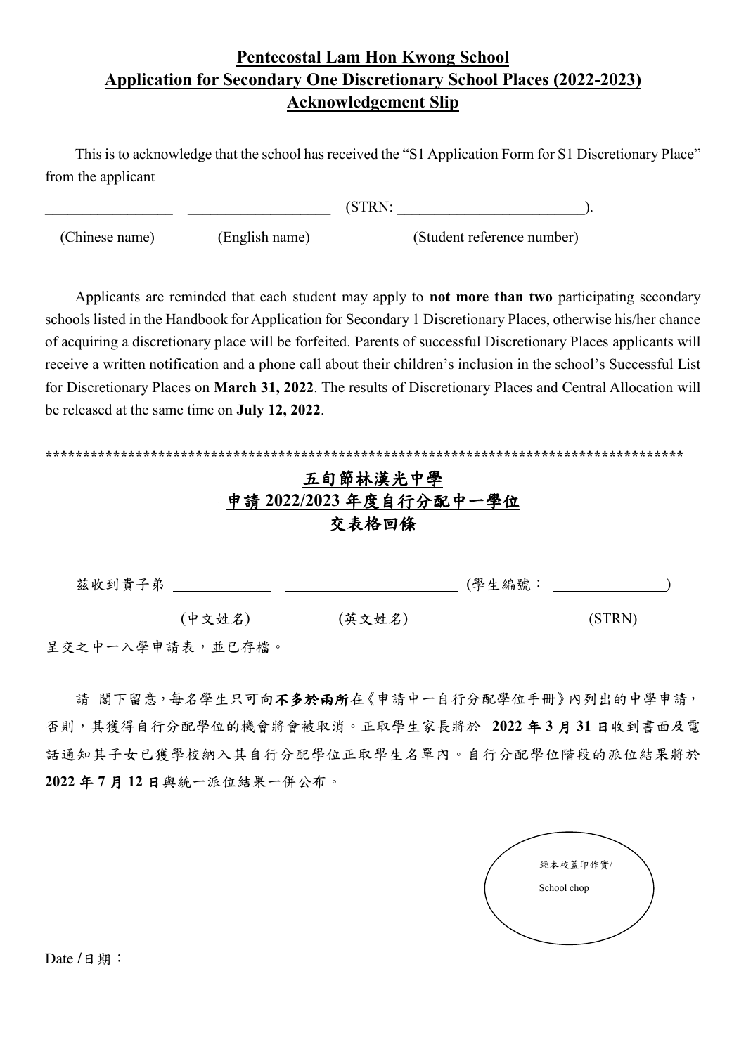**Pentecostal Lam Hon Kwong School**

**Application for Secondary One Discretionary School Places (2022-2023)**

**Acknowledgement Slip**

This is to acknowledge that the school has received the "S1 Application Form for S1 Discretionary Place" from the applicant

_________________ ___________________ (STRN: _________________________).

(Chinese name) (English name) (Student reference number)

Applicants are reminded that each student may apply to **not more than two** participating secondary schools listed in the Handbook for Application for Secondary 1 Discretionary Places, otherwise his/her chance of acquiring a discretionary place will be forfeited. Parents of successful Discretionary Places applicants will receive a written notification and a phone call about their children's inclusion in the school's Successful List for Discretionary Places on **March 31, 2022**. The results of Discretionary Places and Central Allocation will be released at the same time on **July 12, 2022**.

*****************************************************************************************

**五旬節林漢光中學**

**申請 2022/2023 年度自行分配中一學位**

**交表格回條**

茲收到貴子弟 ____________ _______________________ (學生編號： ______________)

(中文姓名) (英文姓名) (STRN)

呈交之中一入學申請表，並已存檔。

請 閣下留意，每名學生只可向**不多於兩所**在《申請中一自行分配學位手冊》內列出的中學申請，否則，其獲得自行分配學位的機會將會被取消。正取學生家長將於 **2022 年 3 月 31 日**收到書面及電話通知其子女已獲學校納入其自行分配學位正取學生名單內。自行分配學位階段的派位結果將於 **2022 年 7 月 12 日**與統一派位結果一併公布。

經本校蓋印作實/

School chop

Date / 日期：___________________